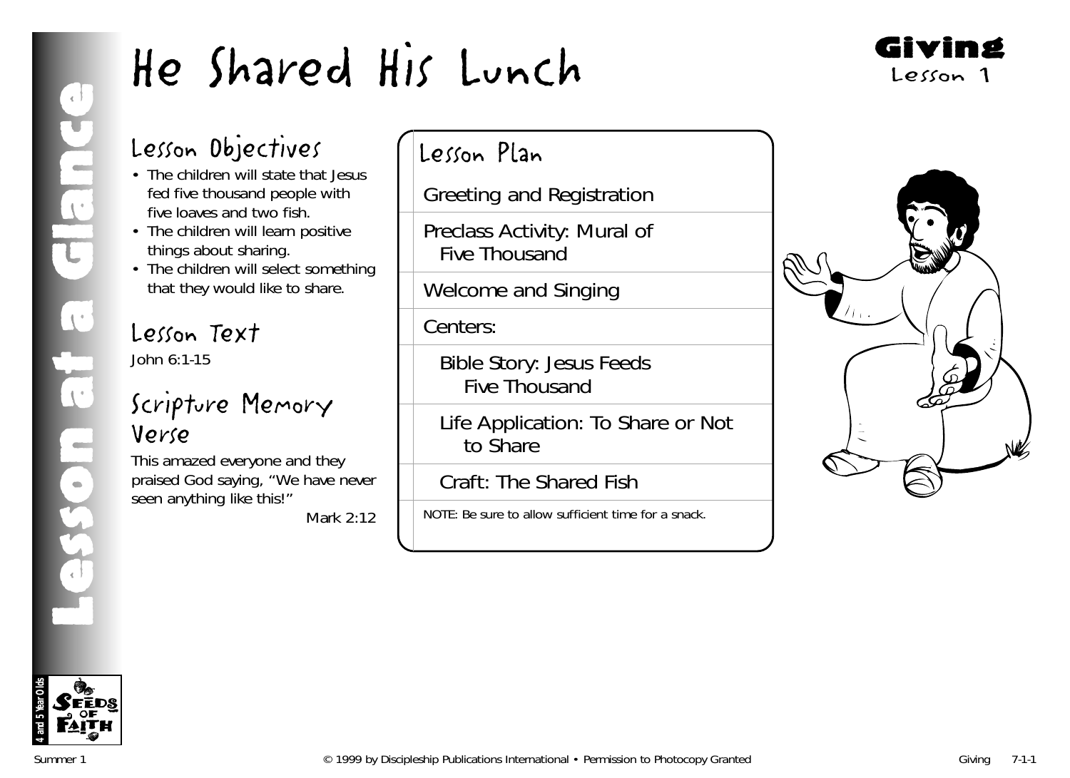# He Shared His Lunch

**Giving**
Lesson 1

Lesson at a Glance

## Lesson Objectives

- The children will state that Jesus fed five thousand people with five loaves and two fish.
- The children will learn positive things about sharing.
- The children will select something that they would like to share.

## Lesson Text

John 6:1-15

## Scripture Memory Verse

This amazed everyone and they praised God saying, "We have never seen anything like this!"

Mark 2:12

## Lesson Plan

- Greeting and Registration
- Preclass Activity: Mural of Five Thousand
- Welcome and Singing
- Centers:
  - Bible Story: Jesus Feeds Five Thousand
  - Life Application: To Share or Not to Share
  - Craft: The Shared Fish

NOTE: Be sure to allow sufficient time for a snack.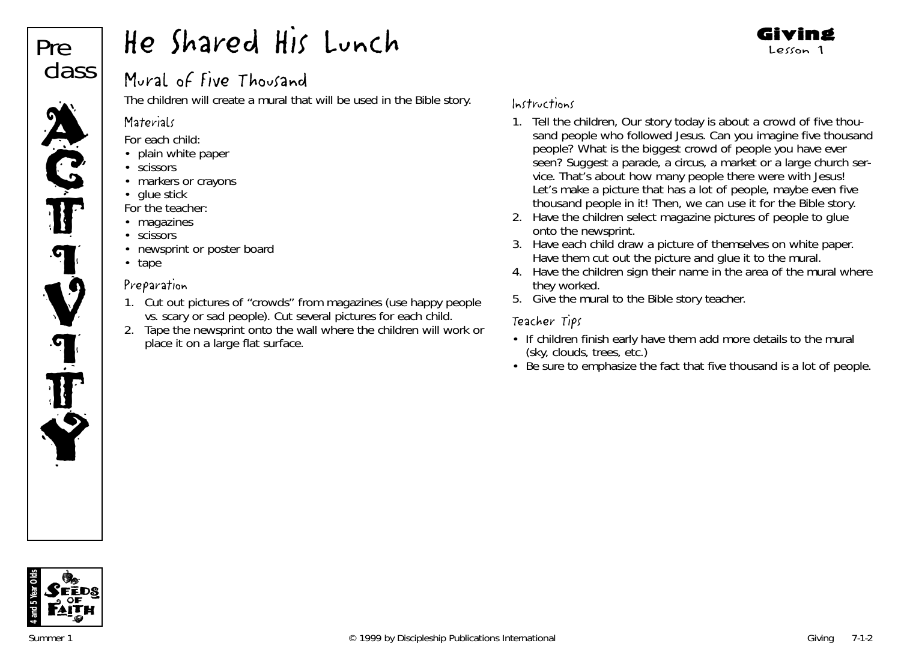# He Shared His Lunch

**Giving**
Lesson 1

Preclass ACTIVITY

## Mural of Five Thousand

The children will create a mural that will be used in the Bible story.

### Materials

For each child:
- plain white paper
- scissors
- markers or crayons
- glue stick

For the teacher:
- magazines
- scissors
- newsprint or poster board
- tape

### Preparation

1. Cut out pictures of "crowds" from magazines (use happy people vs. scary or sad people). Cut several pictures for each child.
2. Tape the newsprint onto the wall where the children will work or place it on a large flat surface.

### Instructions

1. Tell the children, Our story today is about a crowd of five thousand people who followed Jesus. Can you imagine five thousand people? What is the biggest crowd of people you have ever seen? Suggest a parade, a circus, a market or a large church service. That's about how many people there were with Jesus! Let's make a picture that has a lot of people, maybe even five thousand people in it! Then, we can use it for the Bible story.
2. Have the children select magazine pictures of people to glue onto the newsprint.
3. Have each child draw a picture of themselves on white paper. Have them cut out the picture and glue it to the mural.
4. Have the children sign their name in the area of the mural where they worked.
5. Give the mural to the Bible story teacher.

### Teacher Tips

- If children finish early have them add more details to the mural (sky, clouds, trees, etc.)
- Be sure to emphasize the fact that five thousand is a lot of people.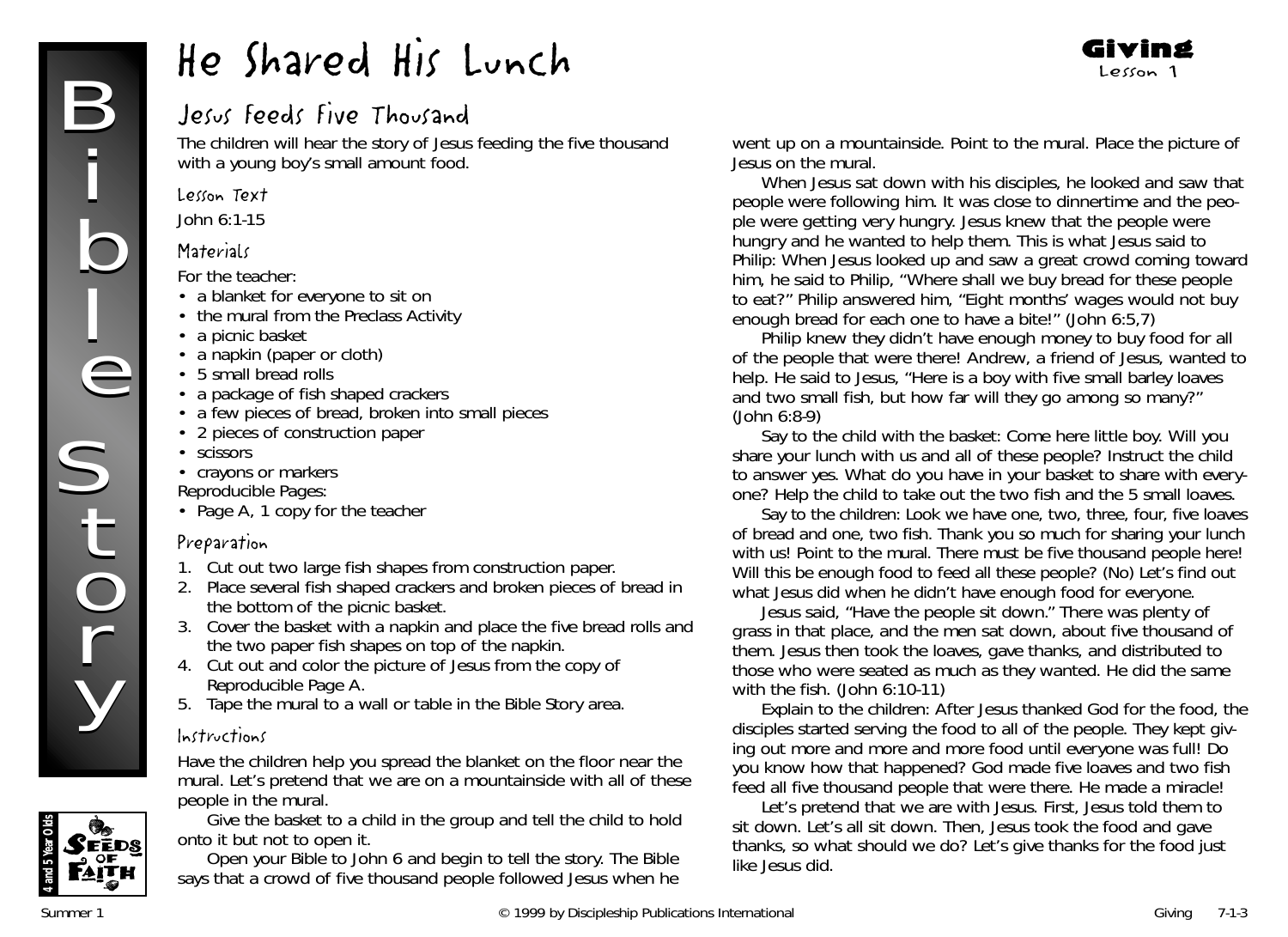# He Shared His Lunch

**Giving**
Lesson 1

## Jesus Feeds Five Thousand

The children will hear the story of Jesus feeding the five thousand with a young boy's small amount food.

### Lesson Text

John 6:1-15

### Materials

For the teacher:

- a blanket for everyone to sit on
- the mural from the Preclass Activity
- a picnic basket
- a napkin (paper or cloth)
- 5 small bread rolls
- a package of fish shaped crackers
- a few pieces of bread, broken into small pieces
- 2 pieces of construction paper
- scissors
- crayons or markers

Reproducible Pages:

- Page A, 1 copy for the teacher

### Preparation

1. Cut out two large fish shapes from construction paper.
2. Place several fish shaped crackers and broken pieces of bread in the bottom of the picnic basket.
3. Cover the basket with a napkin and place the five bread rolls and the two paper fish shapes on top of the napkin.
4. Cut out and color the picture of Jesus from the copy of Reproducible Page A.
5. Tape the mural to a wall or table in the Bible Story area.

### Instructions

Have the children help you spread the blanket on the floor near the mural. Let's pretend that we are on a mountainside with all of these people in the mural.

Give the basket to a child in the group and tell the child to hold onto it but not to open it.

Open your Bible to John 6 and begin to tell the story. The Bible says that a crowd of five thousand people followed Jesus when he went up on a mountainside. Point to the mural. Place the picture of Jesus on the mural.

When Jesus sat down with his disciples, he looked and saw that people were following him. It was close to dinnertime and the people were getting very hungry. Jesus knew that the people were hungry and he wanted to help them. This is what Jesus said to Philip: When Jesus looked up and saw a great crowd coming toward him, he said to Philip, "Where shall we buy bread for these people to eat?" Philip answered him, "Eight months' wages would not buy enough bread for each one to have a bite!" (John 6:5,7)

Philip knew they didn't have enough money to buy food for all of the people that were there! Andrew, a friend of Jesus, wanted to help. He said to Jesus, "Here is a boy with five small barley loaves and two small fish, but how far will they go among so many?" (John 6:8-9)

Say to the child with the basket: Come here little boy. Will you share your lunch with us and all of these people? Instruct the child to answer yes. What do you have in your basket to share with everyone? Help the child to take out the two fish and the 5 small loaves.

Say to the children: Look we have one, two, three, four, five loaves of bread and one, two fish. Thank you so much for sharing your lunch with us! Point to the mural. There must be five thousand people here! Will this be enough food to feed all these people? (No) Let's find out what Jesus did when he didn't have enough food for everyone.

Jesus said, "Have the people sit down." There was plenty of grass in that place, and the men sat down, about five thousand of them. Jesus then took the loaves, gave thanks, and distributed to those who were seated as much as they wanted. He did the same with the fish. (John 6:10-11)

Explain to the children: After Jesus thanked God for the food, the disciples started serving the food to all of the people. They kept giving out more and more food until everyone was full! Do you know how that happened? God made five loaves and two fish feed all five thousand people that were there. He made a miracle!

Let's pretend that we are with Jesus. First, Jesus told them to sit down. Let's all sit down. Then, Jesus took the food and gave thanks, so what should we do? Let's give thanks for the food just like Jesus did.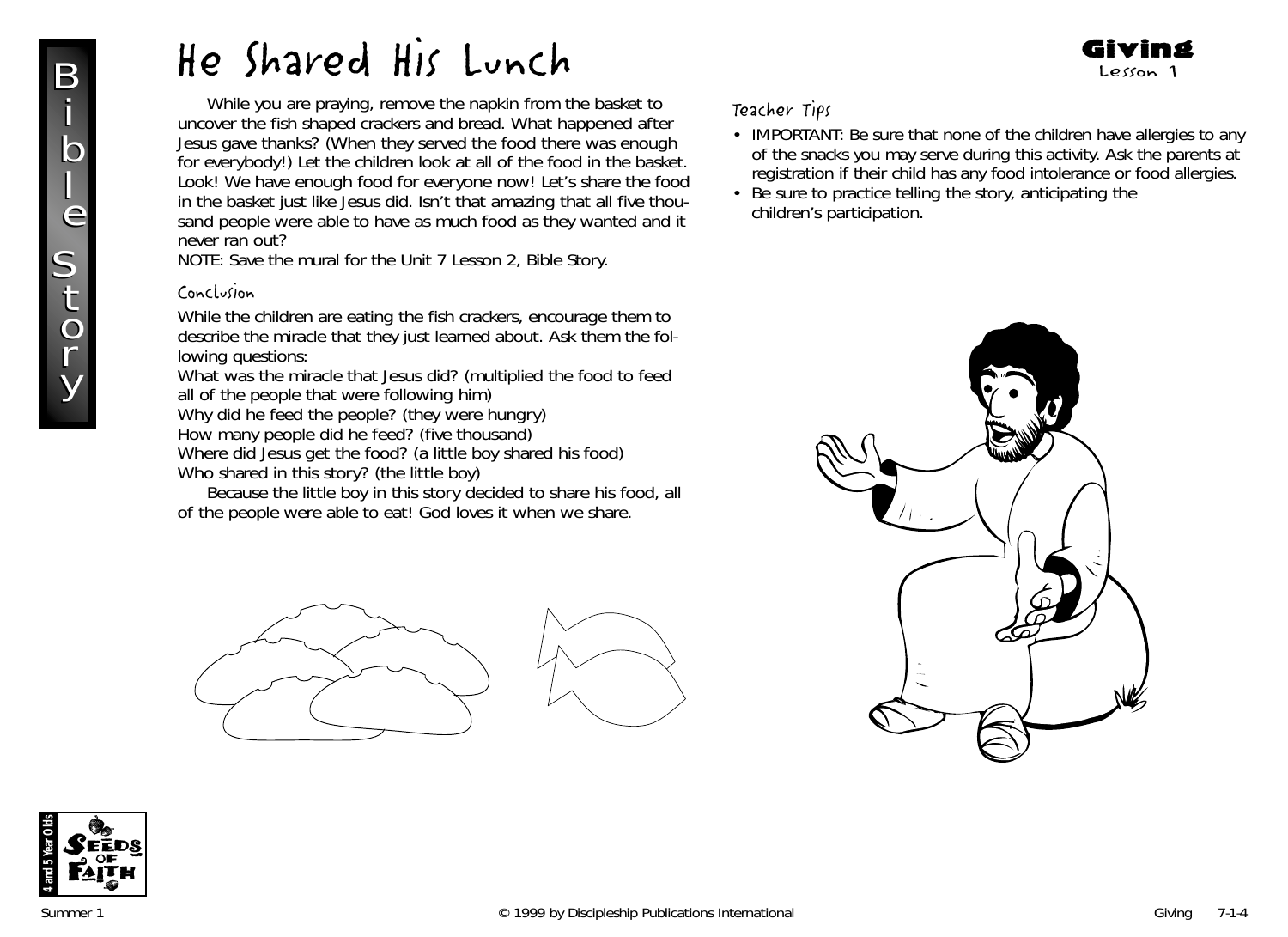# He Shared His Lunch

**Giving**
Lesson 1

While you are praying, remove the napkin from the basket to uncover the fish shaped crackers and bread. What happened after Jesus gave thanks? (When they served the food there was enough for everybody!) Let the children look at all of the food in the basket. Look! We have enough food for everyone now! Let's share the food in the basket just like Jesus did. Isn't that amazing that all five thousand people were able to have as much food as they wanted and it never ran out?

NOTE: Save the mural for the Unit 7 Lesson 2, Bible Story.

## Conclusion

While the children are eating the fish crackers, encourage them to describe the miracle that they just learned about. Ask them the following questions:

What was the miracle that Jesus did? (multiplied the food to feed all of the people that were following him)
Why did he feed the people? (they were hungry)
How many people did he feed? (five thousand)
Where did Jesus get the food? (a little boy shared his food)
Who shared in this story? (the little boy)

Because the little boy in this story decided to share his food, all of the people were able to eat! God loves it when we share.

## Teacher Tips

- IMPORTANT: Be sure that none of the children have allergies to any of the snacks you may serve during this activity. Ask the parents at registration if their child has any food intolerance or food allergies.
- Be sure to practice telling the story, anticipating the children's participation.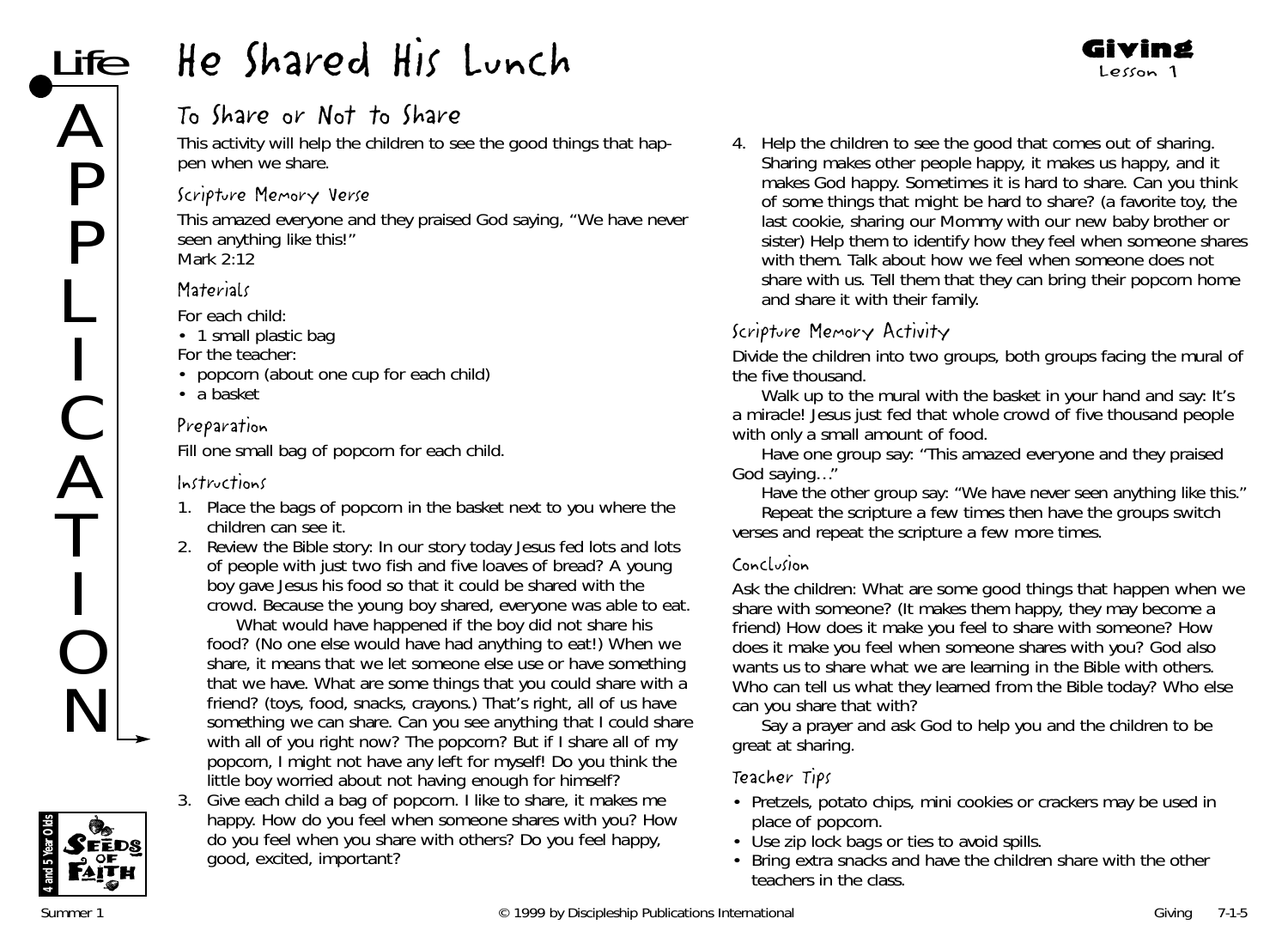# He Shared His Lunch

**Giving**
Lesson 1

## To Share or Not to Share

This activity will help the children to see the good things that happen when we share.

### Scripture Memory Verse

This amazed everyone and they praised God saying, "We have never seen anything like this!"
Mark 2:12

### Materials

For each child:

- 1 small plastic bag

For the teacher:

- popcorn (about one cup for each child)
- a basket

### Preparation

Fill one small bag of popcorn for each child.

### Instructions

1. Place the bags of popcorn in the basket next to you where the children can see it.
2. Review the Bible story: In our story today Jesus fed lots and lots of people with just two fish and five loaves of bread? A young boy gave Jesus his food so that it could be shared with the crowd. Because the young boy shared, everyone was able to eat.

   What would have happened if the boy did not share his food? (No one else would have had anything to eat!) When we share, it means that we let someone else use or have something that we have. What are some things that you could share with a friend? (toys, food, snacks, crayons.) That's right, all of us have something we can share. Can you see anything that I could share with all of you right now? The popcorn? But if I share all of my popcorn, I might not have any left for myself! Do you think the little boy worried about not having enough for himself?
3. Give each child a bag of popcorn. I like to share, it makes me happy. How do you feel when someone shares with you? How do you feel when you share with others? Do you feel happy, good, excited, important?
4. Help the children to see the good that comes out of sharing. Sharing makes other people happy, it makes us happy, and it makes God happy. Sometimes it is hard to share. Can you think of some things that might be hard to share? (a favorite toy, the last cookie, sharing our Mommy with our new baby brother or sister) Help them to identify how they feel when someone shares with them. Talk about how we feel when someone does not share with us. Tell them that they can bring their popcorn home and share it with their family.

### Scripture Memory Activity

Divide the children into two groups, both groups facing the mural of the five thousand.

Walk up to the mural with the basket in your hand and say: It's a miracle! Jesus just fed that whole crowd of five thousand people with only a small amount of food.

Have one group say: "This amazed everyone and they praised God saying…"

Have the other group say: "We have never seen anything like this."

Repeat the scripture a few times then have the groups switch verses and repeat the scripture a few more times.

### Conclusion

Ask the children: What are some good things that happen when we share with someone? (It makes them happy, they may become a friend) How does it make you feel to share with someone? How does it make you feel when someone shares with you? God also wants us to share what we are learning in the Bible with others. Who can tell us what they learned from the Bible today? Who else can you share that with?

Say a prayer and ask God to help you and the children to be great at sharing.

### Teacher Tips

- Pretzels, potato chips, mini cookies or crackers may be used in place of popcorn.
- Use zip lock bags or ties to avoid spills.
- Bring extra snacks and have the children share with the other teachers in the class.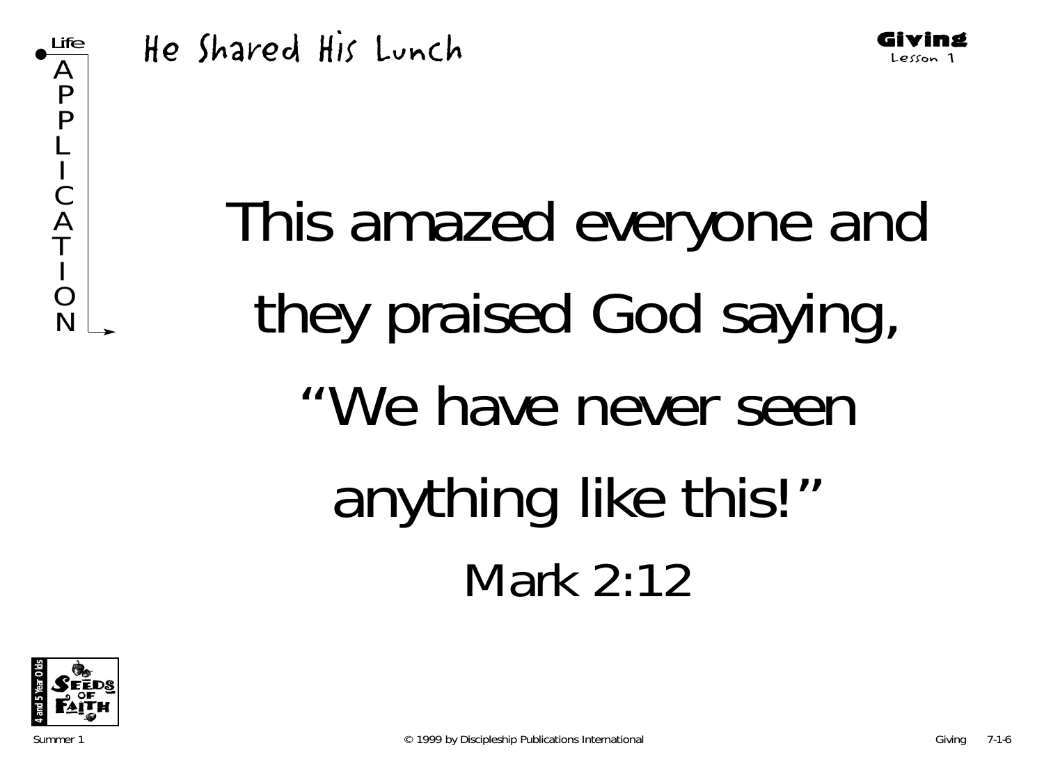# He Shared His Lunch

**Giving**
Lesson 1

Life APPLICATION

This amazed everyone and they praised God saying, "We have never seen anything like this!"

Mark 2:12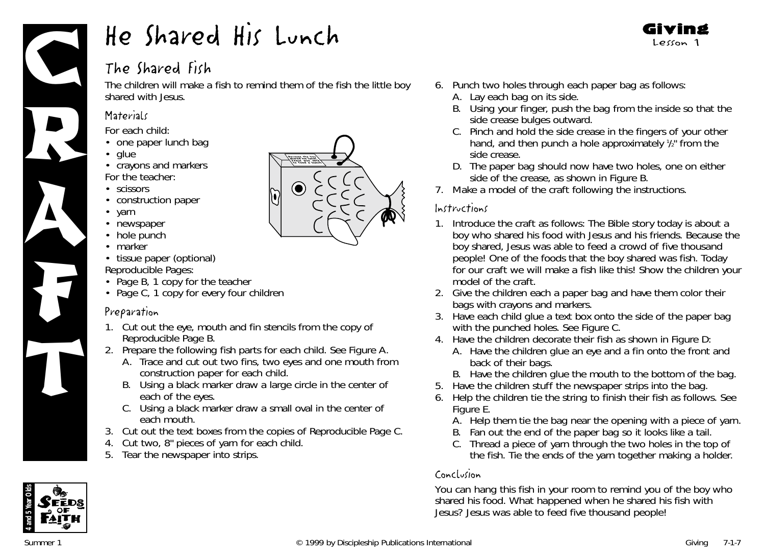# He Shared His Lunch

**Giving**
Lesson 1

CRAFT

## The Shared Fish

The children will make a fish to remind them of the fish the little boy shared with Jesus.

### Materials

For each child:

- one paper lunch bag
- glue
- crayons and markers

For the teacher:

- scissors
- construction paper
- yarn
- newspaper
- hole punch
- marker
- tissue paper (optional)

Reproducible Pages:

- Page B, 1 copy for the teacher
- Page C, 1 copy for every four children

### Preparation

1. Cut out the eye, mouth and fin stencils from the copy of Reproducible Page B.
2. Prepare the following fish parts for each child. See Figure A.
   A. Trace and cut out two fins, two eyes and one mouth from construction paper for each child.
   B. Using a black marker draw a large circle in the center of each of the eyes.
   C. Using a black marker draw a small oval in the center of each mouth.
3. Cut out the text boxes from the copies of Reproducible Page C.
4. Cut two, 8" pieces of yarn for each child.
5. Tear the newspaper into strips.
6. Punch two holes through each paper bag as follows:
   A. Lay each bag on its side.
   B. Using your finger, push the bag from the inside so that the side crease bulges outward.
   C. Pinch and hold the side crease in the fingers of your other hand, and then punch a hole approximately ½" from the side crease.
   D. The paper bag should now have two holes, one on either side of the crease, as shown in Figure B.
7. Make a model of the craft following the instructions.

### Instructions

1. Introduce the craft as follows: The Bible story today is about a boy who shared his food with Jesus and his friends. Because the boy shared, Jesus was able to feed a crowd of five thousand people! One of the foods that the boy shared was fish. Today for our craft we will make a fish like this! Show the children your model of the craft.
2. Give the children each a paper bag and have them color their bags with crayons and markers.
3. Have each child glue a text box onto the side of the paper bag with the punched holes. See Figure C.
4. Have the children decorate their fish as shown in Figure D:
   A. Have the children glue an eye and a fin onto the front and back of their bags.
   B. Have the children glue the mouth to the bottom of the bag.
5. Have the children stuff the newspaper strips into the bag.
6. Help the children tie the string to finish their fish as follows. See Figure E.
   A. Help them tie the bag near the opening with a piece of yarn.
   B. Fan out the end of the paper bag so it looks like a tail.
   C. Thread a piece of yarn through the two holes in the top of the fish. Tie the ends of the yarn together making a holder.

### Conclusion

You can hang this fish in your room to remind you of the boy who shared his food. What happened when he shared his fish with Jesus? Jesus was able to feed five thousand people!

4 and 5 Year Olds — Seeds of Faith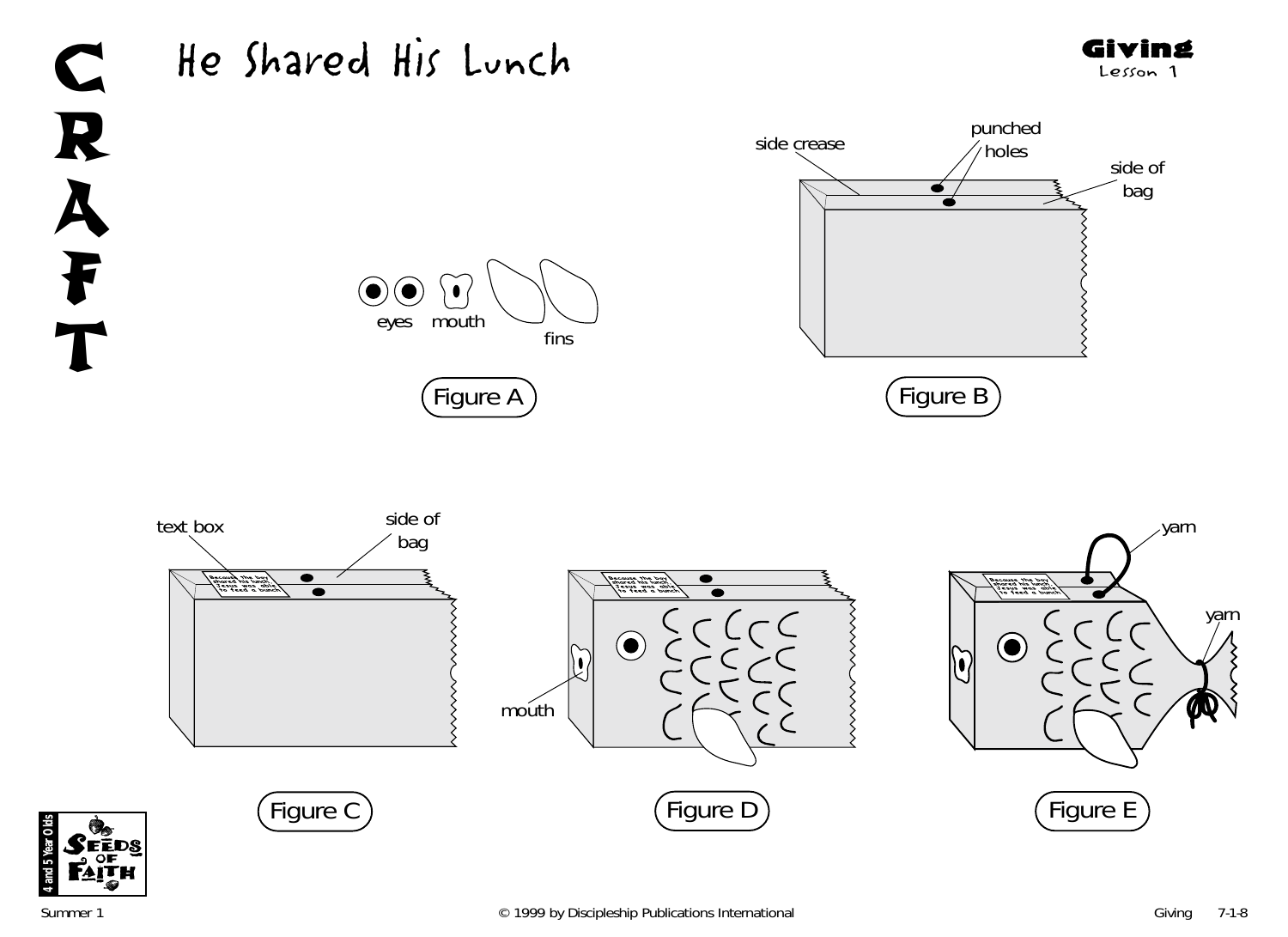# CRAFT

## He Shared His Lunch

**Giving**
Lesson 1

eyes mouth

fins

Figure A

side crease

punched holes

side of bag

Figure B

text box

side of bag

Because the boy shared his lunch, Jesus was able to feed a bunch.

Figure C

mouth

Figure D

yarn

yarn

Figure E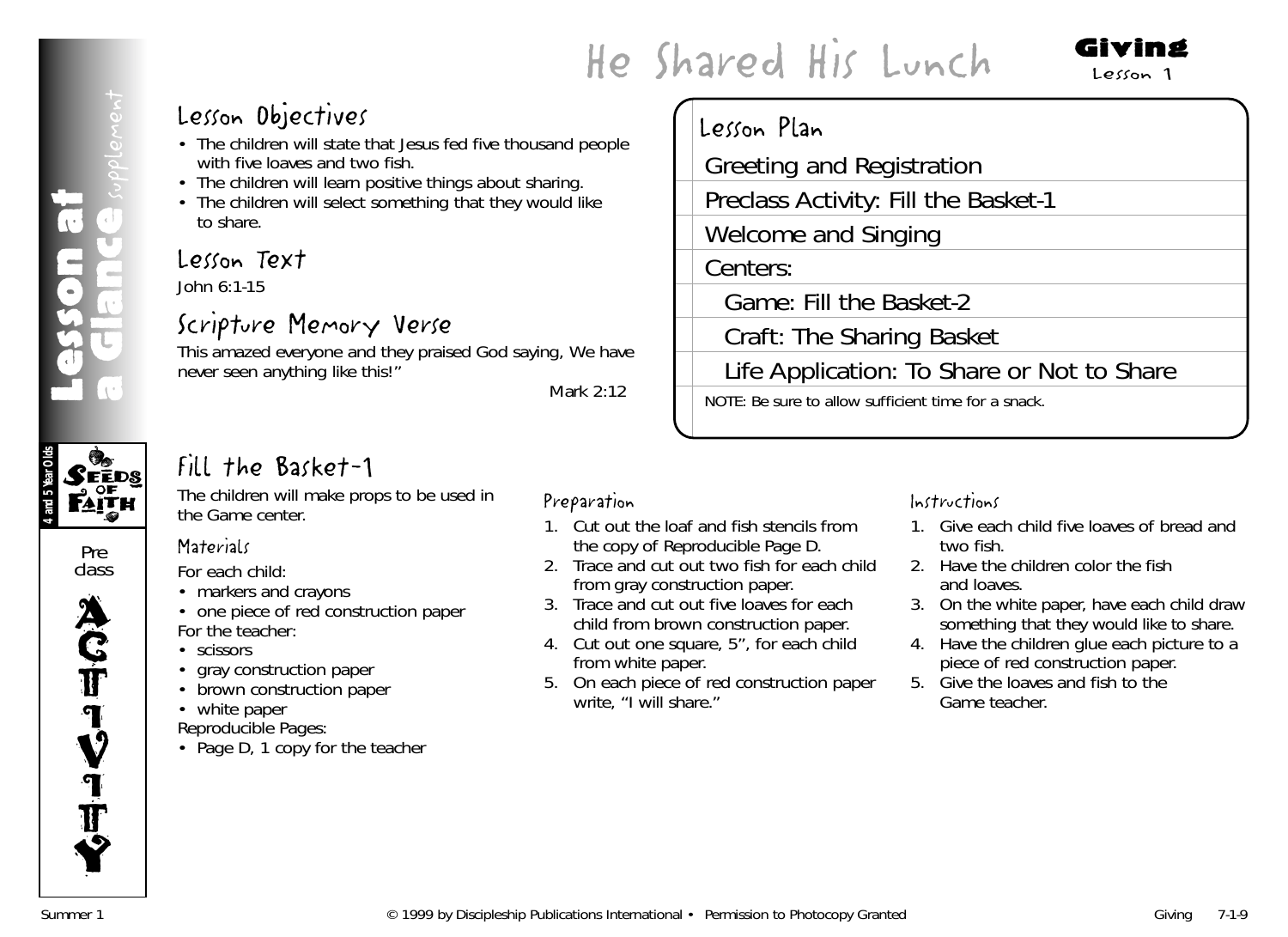# He Shared His Lunch

**Giving**
Lesson 1

## Lesson at a Glance *supplement*

### Lesson Objectives

- The children will state that Jesus fed five thousand people with five loaves and two fish.
- The children will learn positive things about sharing.
- The children will select something that they would like to share.

### Lesson Text

John 6:1-15

### Scripture Memory Verse

This amazed everyone and they praised God saying, We have never seen anything like this!"

Mark 2:12

### Lesson Plan

- Greeting and Registration
- Preclass Activity: Fill the Basket-1
- Welcome and Singing
- Centers:
  - Game: Fill the Basket-2
  - Craft: The Sharing Basket
  - Life Application: To Share or Not to Share

NOTE: Be sure to allow sufficient time for a snack.

4 and 5 Year Olds — Seeds of Faith

Preclass ACTIVITY

## Fill the Basket-1

The children will make props to be used in the Game center.

### Materials

For each child:

- markers and crayons
- one piece of red construction paper

For the teacher:

- scissors
- gray construction paper
- brown construction paper
- white paper

Reproducible Pages:

- Page D, 1 copy for the teacher

### Preparation

1. Cut out the loaf and fish stencils from the copy of Reproducible Page D.
2. Trace and cut out two fish for each child from gray construction paper.
3. Trace and cut out five loaves for each child from brown construction paper.
4. Cut out one square, 5", for each child from white paper.
5. On each piece of red construction paper write, "I will share."

### Instructions

1. Give each child five loaves of bread and two fish.
2. Have the children color the fish and loaves.
3. On the white paper, have each child draw something that they would like to share.
4. Have the children glue each picture to a piece of red construction paper.
5. Give the loaves and fish to the Game teacher.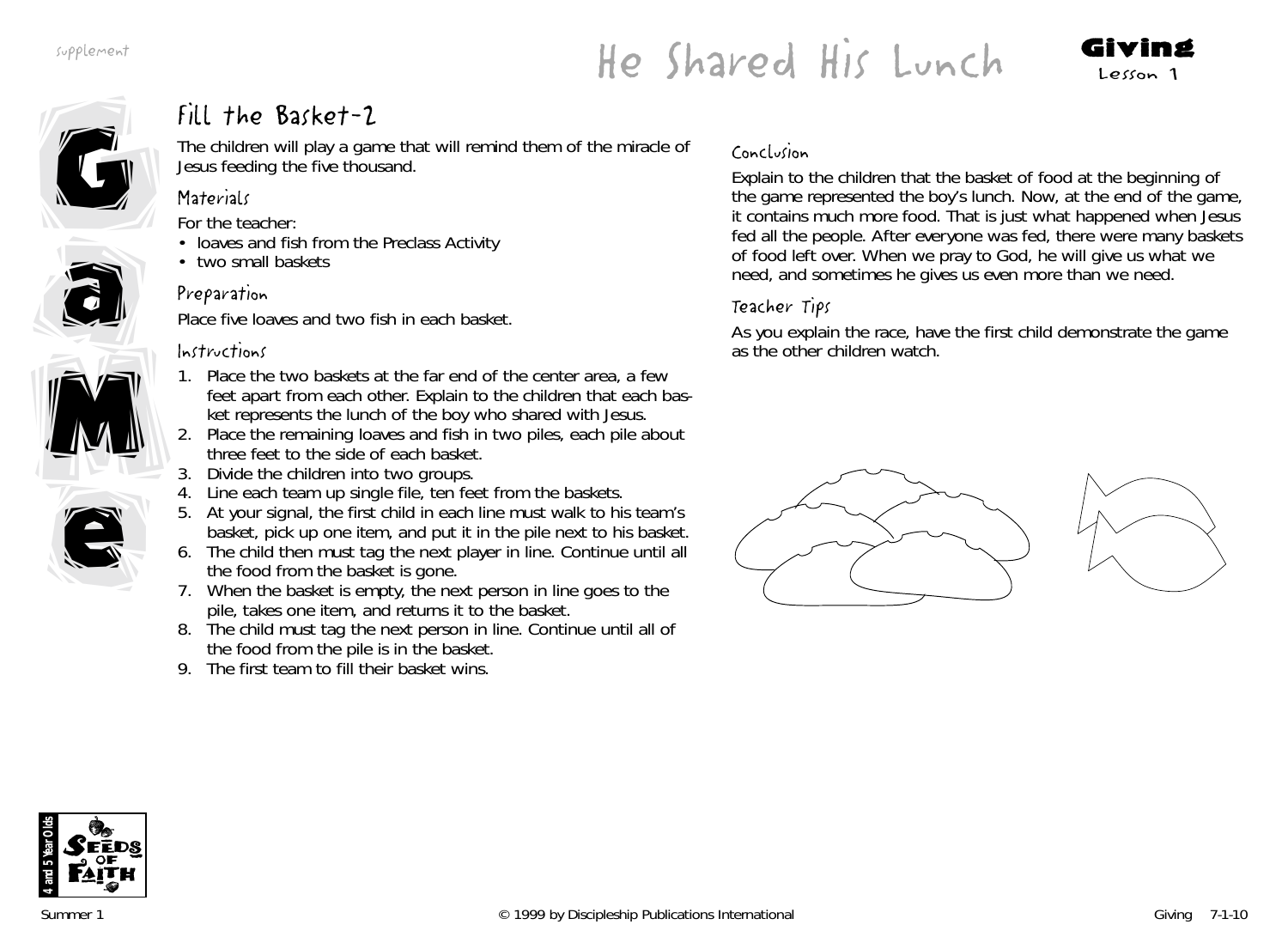# He Shared His Lunch

**Giving**
Lesson 1

## Fill the Basket-2

The children will play a game that will remind them of the miracle of Jesus feeding the five thousand.

### Materials

For the teacher:

- loaves and fish from the Preclass Activity
- two small baskets

### Preparation

Place five loaves and two fish in each basket.

### Instructions

1. Place the two baskets at the far end of the center area, a few feet apart from each other. Explain to the children that each basket represents the lunch of the boy who shared with Jesus.
2. Place the remaining loaves and fish in two piles, each pile about three feet to the side of each basket.
3. Divide the children into two groups.
4. Line each team up single file, ten feet from the baskets.
5. At your signal, the first child in each line must walk to his team's basket, pick up one item, and put it in the pile next to his basket.
6. The child then must tag the next player in line. Continue until all the food from the basket is gone.
7. When the basket is empty, the next person in line goes to the pile, takes one item, and returns it to the basket.
8. The child must tag the next person in line. Continue until all of the food from the pile is in the basket.
9. The first team to fill their basket wins.

### Conclusion

Explain to the children that the basket of food at the beginning of the game represented the boy's lunch. Now, at the end of the game, it contains much more food. That is just what happened when Jesus fed all the people. After everyone was fed, there were many baskets of food left over. When we pray to God, he will give us what we need, and sometimes he gives us even more than we need.

### Teacher Tips

As you explain the race, have the first child demonstrate the game as the other children watch.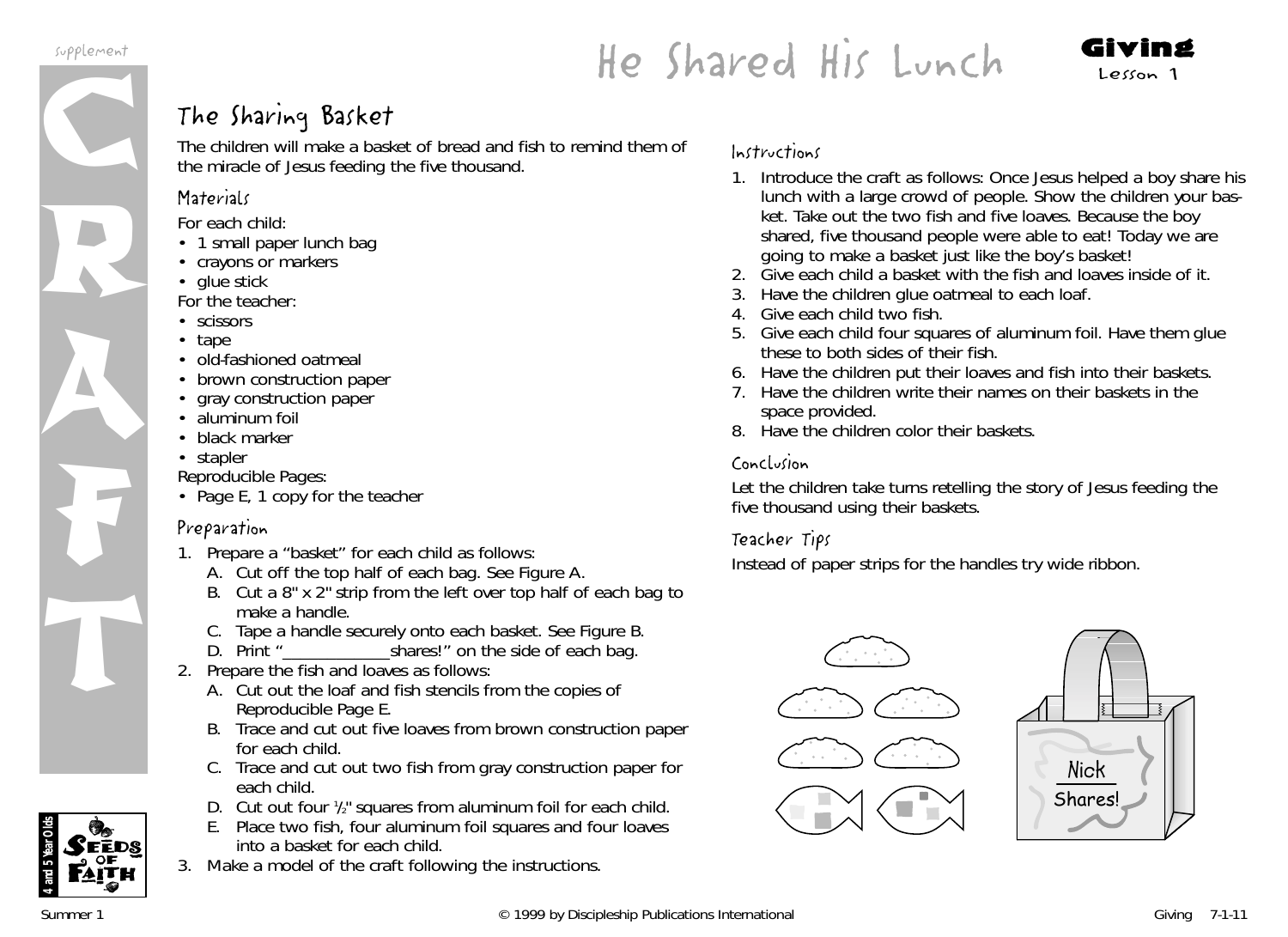# He Shared His Lunch

**Giving**
Lesson 1

## The Sharing Basket

The children will make a basket of bread and fish to remind them of the miracle of Jesus feeding the five thousand.

### Materials

For each child:
- 1 small paper lunch bag
- crayons or markers
- glue stick

For the teacher:
- scissors
- tape
- old-fashioned oatmeal
- brown construction paper
- gray construction paper
- aluminum foil
- black marker
- stapler

Reproducible Pages:
- Page E, 1 copy for the teacher

### Preparation

1. Prepare a "basket" for each child as follows:
   A. Cut off the top half of each bag. See Figure A.
   B. Cut a 8" x 2" strip from the left over top half of each bag to make a handle.
   C. Tape a handle securely onto each basket. See Figure B.
   D. Print "____________shares!" on the side of each bag.
2. Prepare the fish and loaves as follows:
   A. Cut out the loaf and fish stencils from the copies of Reproducible Page E.
   B. Trace and cut out five loaves from brown construction paper for each child.
   C. Trace and cut out two fish from gray construction paper for each child.
   D. Cut out four ½" squares from aluminum foil for each child.
   E. Place two fish, four aluminum foil squares and four loaves into a basket for each child.
3. Make a model of the craft following the instructions.

### Instructions

1. Introduce the craft as follows: Once Jesus helped a boy share his lunch with a large crowd of people. Show the children your basket. Take out the two fish and five loaves. Because the boy shared, five thousand people were able to eat! Today we are going to make a basket just like the boy's basket!
2. Give each child a basket with the fish and loaves inside of it.
3. Have the children glue oatmeal to each loaf.
4. Give each child two fish.
5. Give each child four squares of aluminum foil. Have them glue these to both sides of their fish.
6. Have the children put their loaves and fish into their baskets.
7. Have the children write their names on their baskets in the space provided.
8. Have the children color their baskets.

### Conclusion

Let the children take turns retelling the story of Jesus feeding the five thousand using their baskets.

### Teacher Tips

Instead of paper strips for the handles try wide ribbon.

Nick
Shares!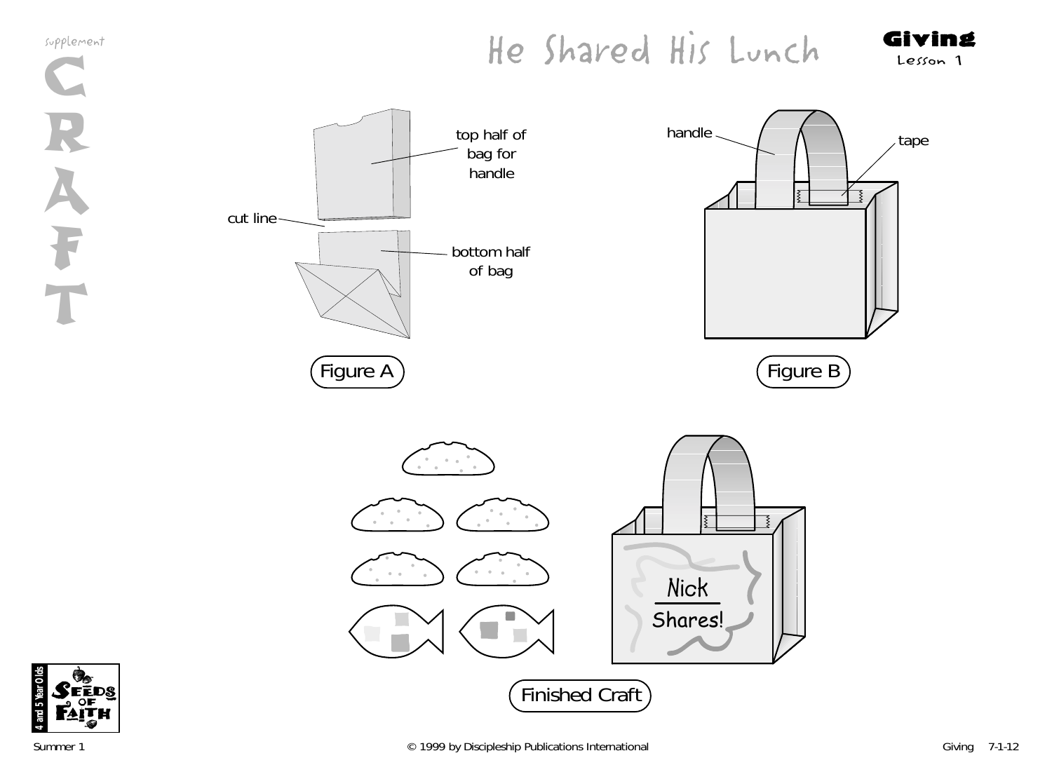supplement

# CRAFT

# He Shared His Lunch

**Giving**
Lesson 1

top half of bag for handle

cut line

bottom half of bag

Figure A

handle

tape

Figure B

Nick
Shares!

Finished Craft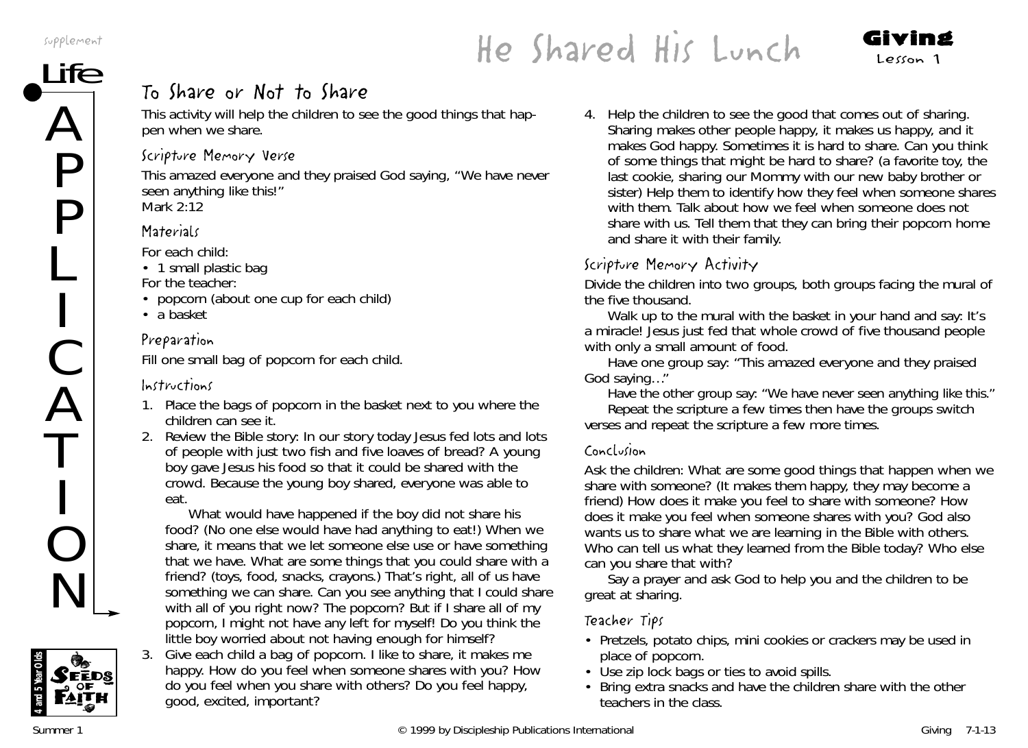# He Shared His Lunch

**Giving**
Lesson 1

## To Share or Not to Share

This activity will help the children to see the good things that happen when we share.

### Scripture Memory Verse

This amazed everyone and they praised God saying, "We have never seen anything like this!"
Mark 2:12

### Materials

For each child:
- 1 small plastic bag

For the teacher:
- popcorn (about one cup for each child)
- a basket

### Preparation

Fill one small bag of popcorn for each child.

### Instructions

1. Place the bags of popcorn in the basket next to you where the children can see it.
2. Review the Bible story: In our story today Jesus fed lots and lots of people with just two fish and five loaves of bread? A young boy gave Jesus his food so that it could be shared with the crowd. Because the young boy shared, everyone was able to eat.

   What would have happened if the boy did not share his food? (No one else would have had anything to eat!) When we share, it means that we let someone else use or have something that we have. What are some things that you could share with a friend? (toys, food, snacks, crayons.) That's right, all of us have something we can share. Can you see anything that I could share with all of you right now? The popcorn? But if I share all of my popcorn, I might not have any left for myself! Do you think the little boy worried about not having enough for himself?
3. Give each child a bag of popcorn. I like to share, it makes me happy. How do you feel when someone shares with you? How do you feel when you share with others? Do you feel happy, good, excited, important?
4. Help the children to see the good that comes out of sharing. Sharing makes other people happy, it makes us happy, and it makes God happy. Sometimes it is hard to share. Can you think of some things that might be hard to share? (a favorite toy, the last cookie, sharing our Mommy with our new baby brother or sister) Help them to identify how they feel when someone shares with them. Talk about how we feel when someone does not share with us. Tell them that they can bring their popcorn home and share it with their family.

### Scripture Memory Activity

Divide the children into two groups, both groups facing the mural of the five thousand.

Walk up to the mural with the basket in your hand and say: It's a miracle! Jesus just fed that whole crowd of five thousand people with only a small amount of food.

Have one group say: "This amazed everyone and they praised God saying…"

Have the other group say: "We have never seen anything like this."

Repeat the scripture a few times then have the groups switch verses and repeat the scripture a few more times.

### Conclusion

Ask the children: What are some good things that happen when we share with someone? (It makes them happy, they may become a friend) How does it make you feel to share with someone? How does it make you feel when someone shares with you? God also wants us to share what we are learning in the Bible with others. Who can tell us what they learned from the Bible today? Who else can you share that with?

Say a prayer and ask God to help you and the children to be great at sharing.

### Teacher Tips

- Pretzels, potato chips, mini cookies or crackers may be used in place of popcorn.
- Use zip lock bags or ties to avoid spills.
- Bring extra snacks and have the children share with the other teachers in the class.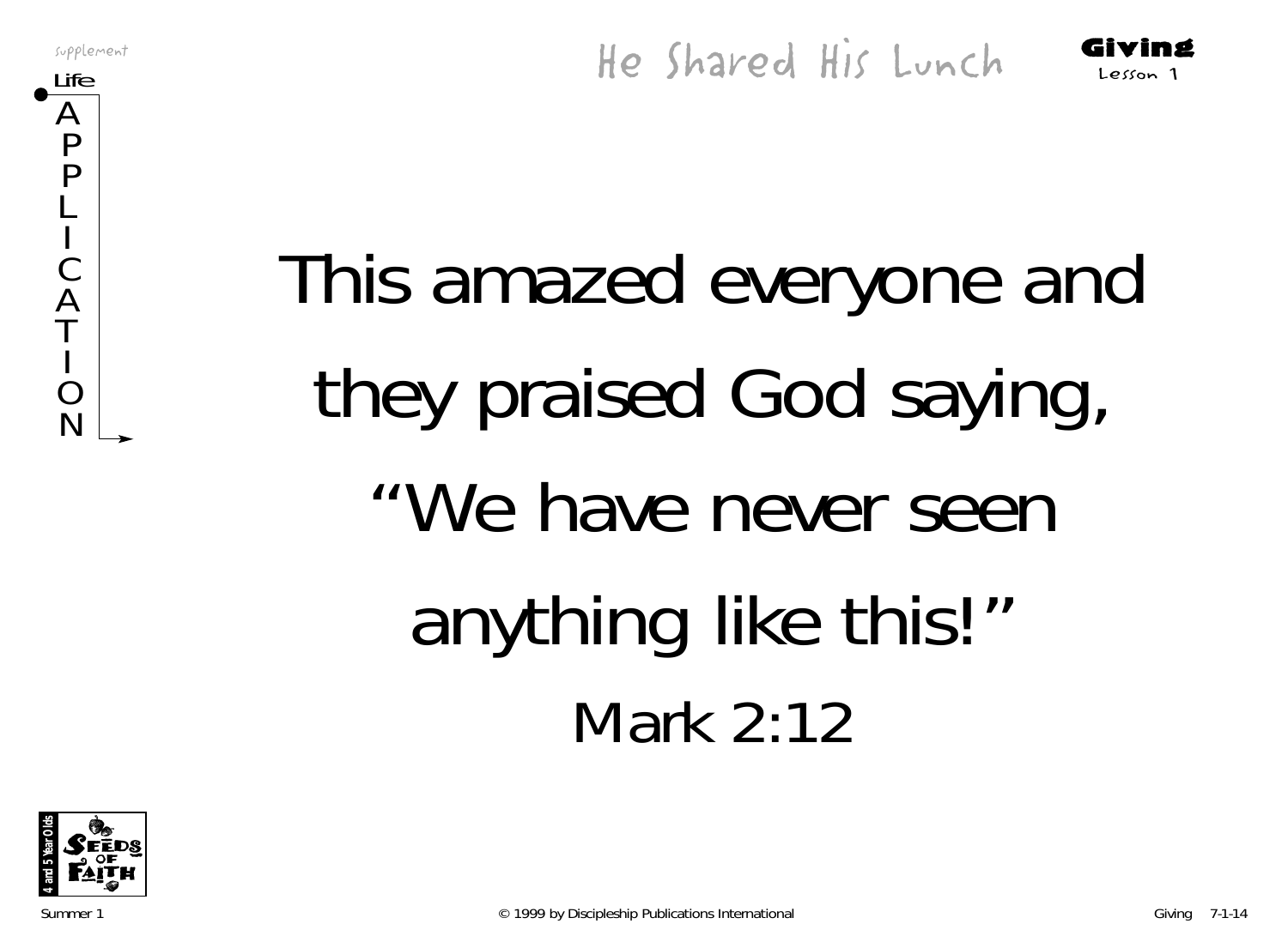This amazed everyone and they praised God saying, "We have never seen anything like this!"

Mark 2:12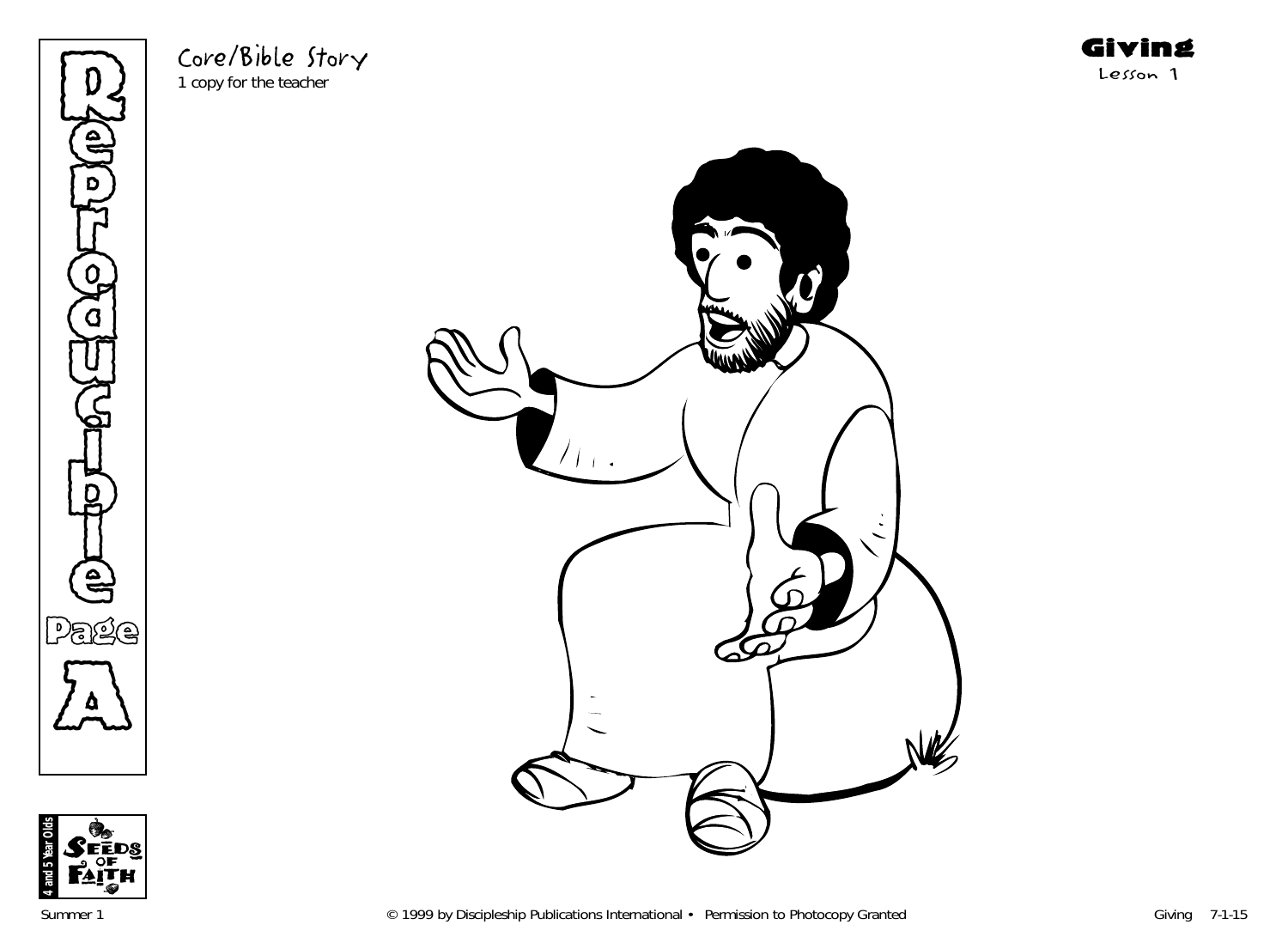# Reproducible Page A

## Core/Bible Story

1 copy for the teacher

**Giving**
Lesson 1

4 and 5 Year Olds — Seeds of Faith

Summer 1 © 1999 by Discipleship Publications International • Permission to Photocopy Granted Giving 7-1-15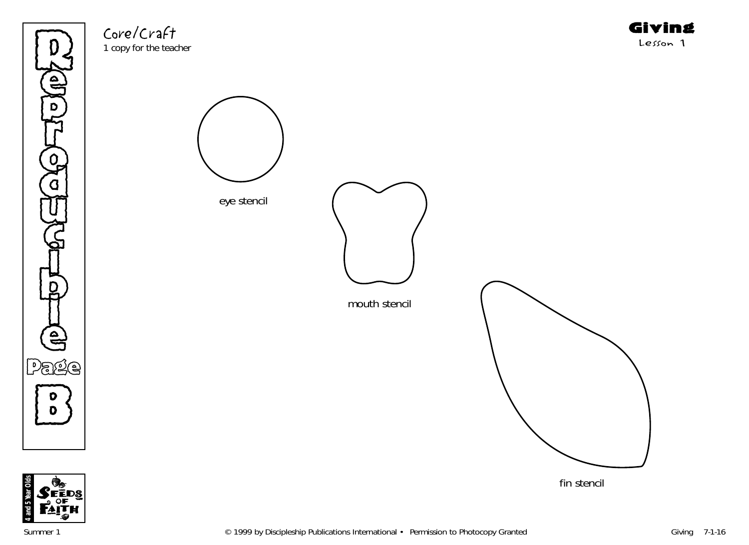Reproducible Page B

## Core/Craft

1 copy for the teacher

**Giving**
Lesson 1

eye stencil

mouth stencil

fin stencil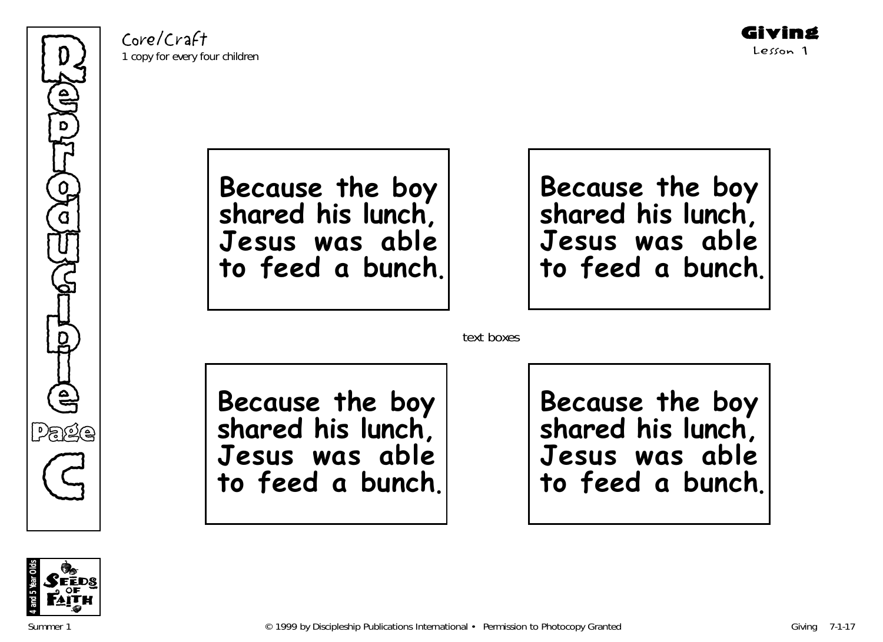Core/Craft
1 copy for every four children

**Giving**
Lesson 1

Reproducible Page C

**Because the boy shared his lunch, Jesus was able to feed a bunch.**

**Because the boy shared his lunch, Jesus was able to feed a bunch.**

text boxes

**Because the boy shared his lunch, Jesus was able to feed a bunch.**

**Because the boy shared his lunch, Jesus was able to feed a bunch.**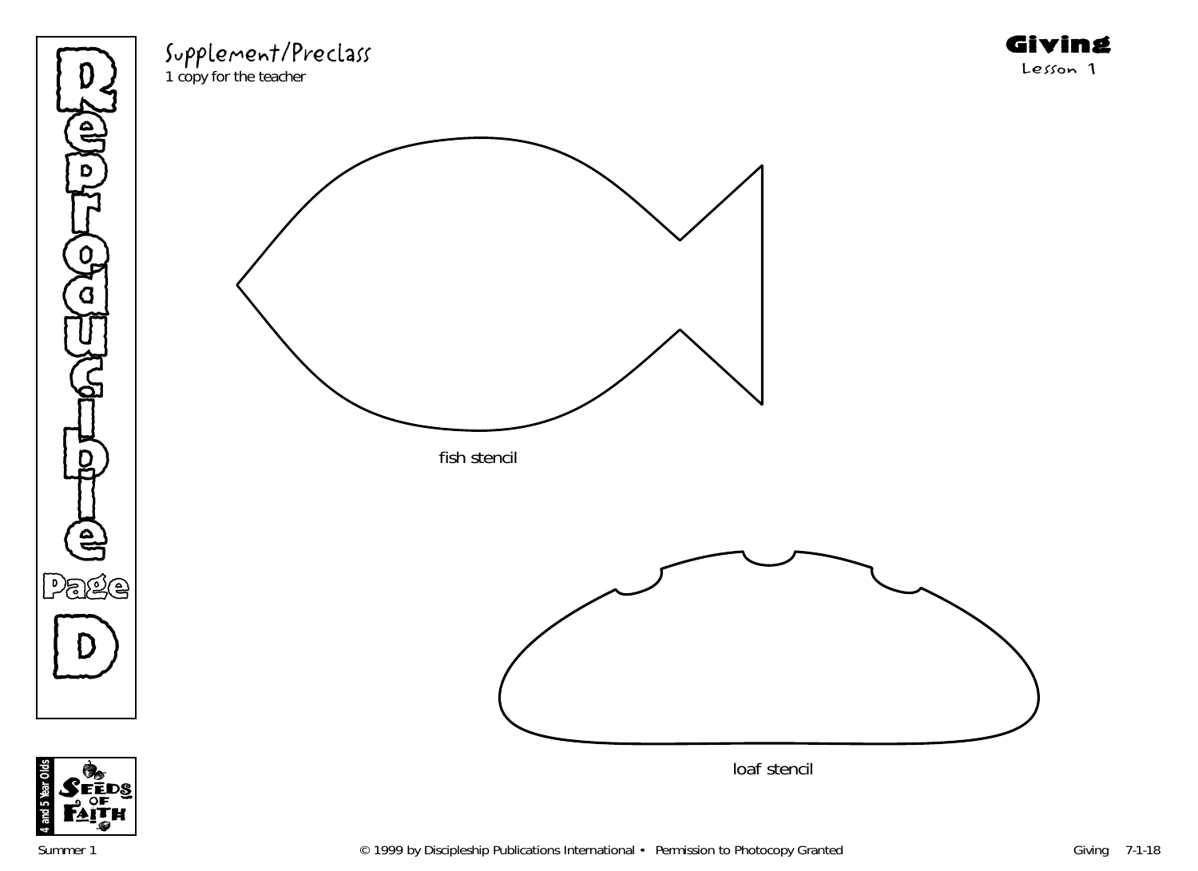# Reproducible Page D

## Supplement/Preclass

1 copy for the teacher

**Giving**
Lesson 1

fish stencil

loaf stencil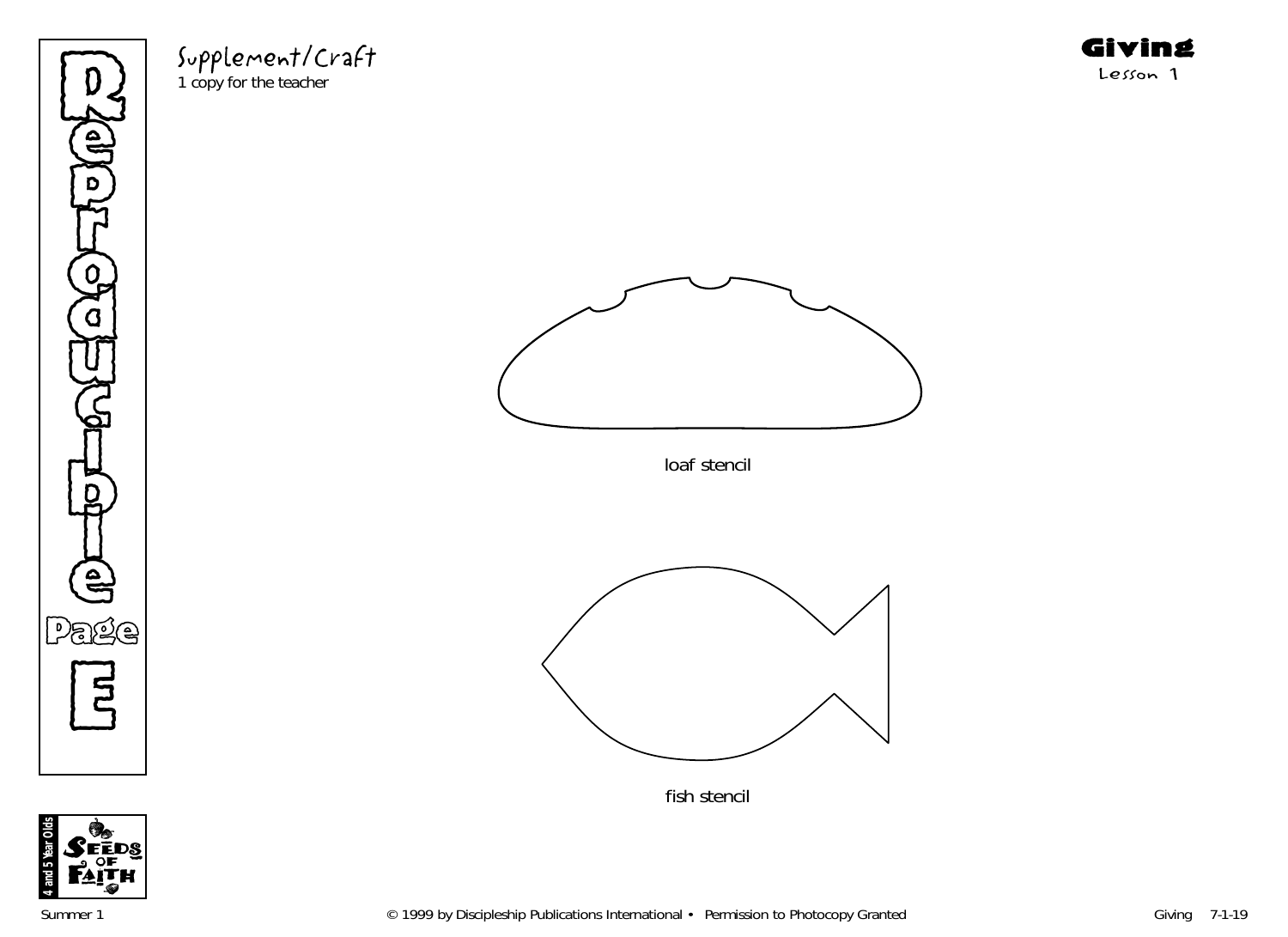Supplement/Craft

1 copy for the teacher

**Giving**

Lesson 1

Reproducible Page E

loaf stencil

fish stencil